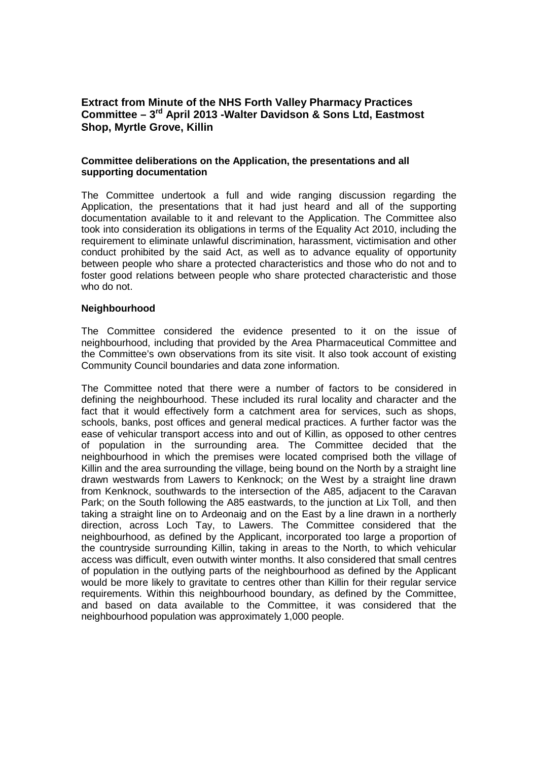# Extract from Minute of the NHS Forth Valley Pharmacy Practices Committee – 3rd April 2013 -Walter Davidson & Sons Ltd, Eastmost Shop, Myrtle Grove, Killin

### Committee deliberations on the Application, the presentations and all supporting documentation

The Committee undertook a full and wide ranging discussion regarding the Application, the presentations that it had just heard and all of the supporting documentation available to it and relevant to the Application. The Committee also took into consideration its obligations in terms of the Equality Act 2010, including the requirement to eliminate unlawful discrimination, harassment, victimisation and other conduct prohibited by the said Act, as well as to advance equality of opportunity between people who share a protected characteristics and those who do not and to foster good relations between people who share protected characteristic and those who do not.

### Neighbourhood

The Committee considered the evidence presented to it on the issue of neighbourhood, including that provided by the Area Pharmaceutical Committee and the Committee's own observations from its site visit. It also took account of existing Community Council boundaries and data zone information.

The Committee noted that there were a number of factors to be considered in defining the neighbourhood. These included its rural locality and character and the fact that it would effectively form a catchment area for services, such as shops, schools, banks, post offices and general medical practices. A further factor was the ease of vehicular transport access into and out of Killin, as opposed to other centres of population in the surrounding area. The Committee decided that the neighbourhood in which the premises were located comprised both the village of Killin and the area surrounding the village, being bound on the North by a straight line drawn westwards from Lawers to Kenknock; on the West by a straight line drawn from Kenknock, southwards to the intersection of the A85, adjacent to the Caravan Park; on the South following the A85 eastwards, to the junction at Lix Toll, and then taking a straight line on to Ardeonaig and on the East by a line drawn in a northerly direction, across Loch Tay, to Lawers. The Committee considered that the neighbourhood, as defined by the Applicant, incorporated too large a proportion of the countryside surrounding Killin, taking in areas to the North, to which vehicular access was difficult, even outwith winter months. It also considered that small centres of population in the outlying parts of the neighbourhood as defined by the Applicant would be more likely to gravitate to centres other than Killin for their regular service requirements. Within this neighbourhood boundary, as defined by the Committee, and based on data available to the Committee, it was considered that the neighbourhood population was approximately 1,000 people.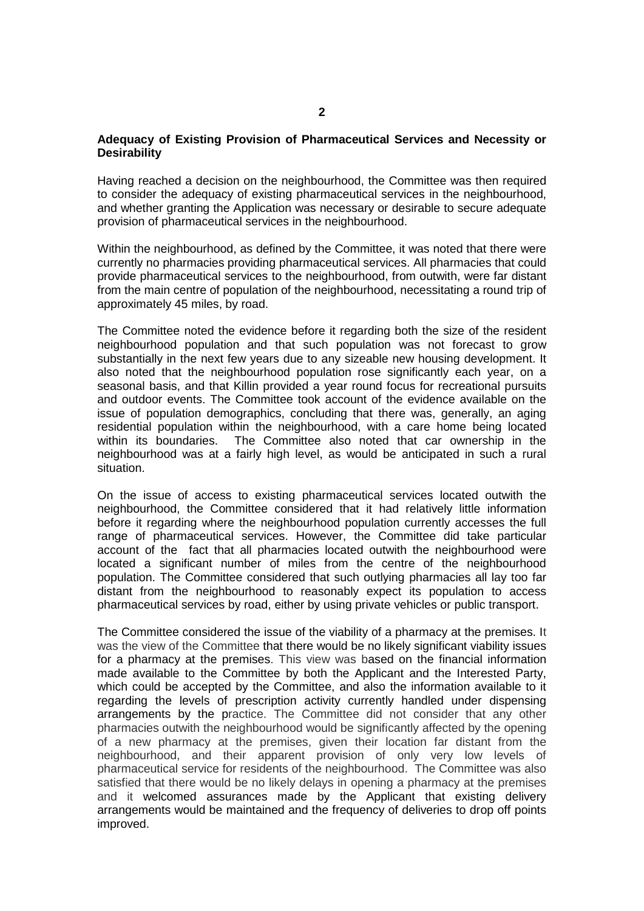**Adequacy of Existing Provision of Pharmaceutical Services and Necessity or Desirability**

Having reached a decision on the neighbourhood, the Committee was then required to consider the adequacy of existing pharmaceutical services in the neighbourhood, and whether granting the Application was necessary or desirable to secure adequate provision of pharmaceutical services in the neighbourhood.

Within the neighbourhood, as defined by the Committee, it was noted that there were currently no pharmacies providing pharmaceutical services. All pharmacies that could provide pharmaceutical services to the neighbourhood, from outwith, were far distant from the main centre of population of the neighbourhood, necessitating a round trip of approximately 45 miles, by road.

The Committee noted the evidence before it regarding both the size of the resident neighbourhood population and that such population was not forecast to grow substantially in the next few years due to any sizeable new housing development. It also noted that the neighbourhood population rose significantly each year, on a seasonal basis, and that Killin provided a year round focus for recreational pursuits and outdoor events. The Committee took account of the evidence available on the issue of population demographics, concluding that there was, generally, an aging residential population within the neighbourhood, with a care home being located within its boundaries. The Committee also noted that car ownership in the neighbourhood was at a fairly high level, as would be anticipated in such a rural situation.

On the issue of access to existing pharmaceutical services located outwith the neighbourhood, the Committee considered that it had relatively little information before it regarding where the neighbourhood population currently accesses the full range of pharmaceutical services. However, the Committee did take particular account of the fact that all pharmacies located outwith the neighbourhood were located a significant number of miles from the centre of the neighbourhood population. The Committee considered that such outlying pharmacies all lay too far distant from the neighbourhood to reasonably expect its population to access pharmaceutical services by road, either by using private vehicles or public transport.

The Committee considered the issue of the viability of a pharmacy at the premises. It was the view of the Committee that there would be no likely significant viability issues for a pharmacy at the premises. This view was based on the financial information made available to the Committee by both the Applicant and the Interested Party, which could be accepted by the Committee, and also the information available to it regarding the levels of prescription activity currently handled under dispensing arrangements by the practice. The Committee did not consider that any other pharmacies outwith the neighbourhood would be significantly affected by the opening of a new pharmacy at the premises, given their location far distant from the neighbourhood, and their apparent provision of only very low levels of pharmaceutical service for residents of the neighbourhood. The Committee was also satisfied that there would be no likely delays in opening a pharmacy at the premises and it welcomed assurances made by the Applicant that existing delivery arrangements would be maintained and the frequency of deliveries to drop off points improved.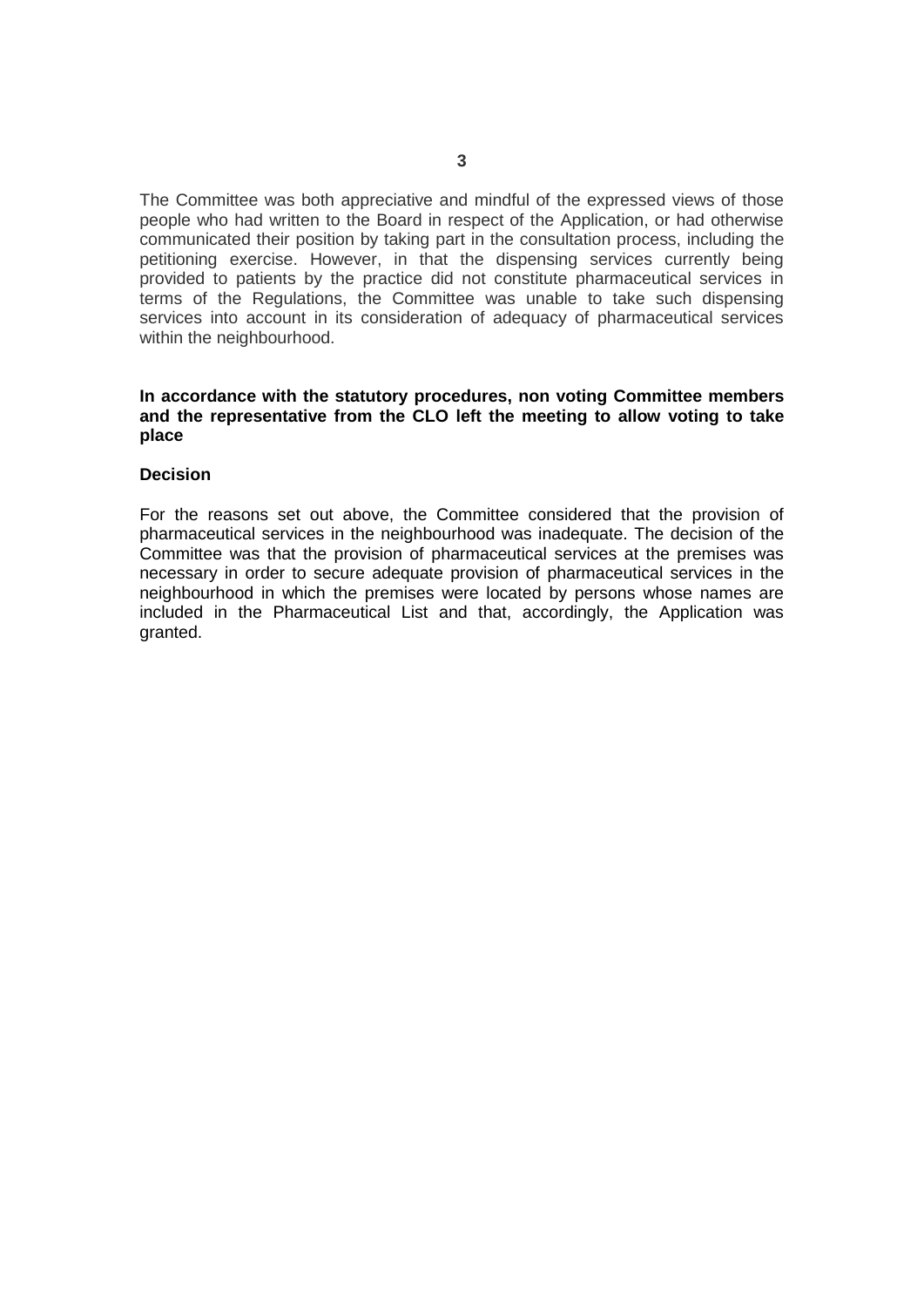The Committee was both appreciative and mindful of the expressed views of those people who had written to the Board in respect of the Application, or had otherwise communicated their position by taking part in the consultation process, including the petitioning exercise. However, in that the dispensing services currently being provided to patients by the practice did not constitute pharmaceutical services in terms of the Regulations, the Committee was unable to take such dispensing services into account in its consideration of adequacy of pharmaceutical services within the neighbourhood.

**In accordance with the statutory procedures, non voting Committee members and the representative from the CLO left the meeting to allow voting to take place**

**Decision**

For the reasons set out above, the Committee considered that the provision of pharmaceutical services in the neighbourhood was inadequate. The decision of the Committee was that the provision of pharmaceutical services at the premises was necessary in order to secure adequate provision of pharmaceutical services in the neighbourhood in which the premises were located by persons whose names are included in the Pharmaceutical List and that, accordingly, the Application was granted.